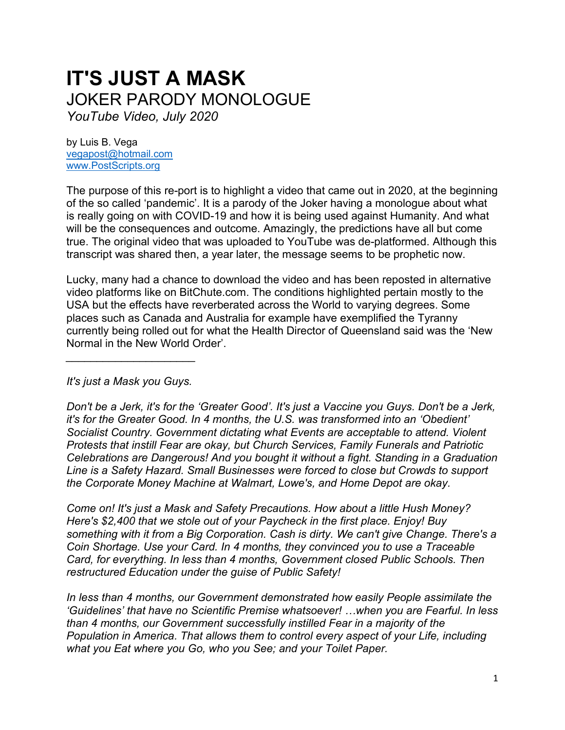# IT'S JUST A MASK

## JOKER PARODY MONOLOGUE

*YouTube Video, July 2020*

by Luis B. Vega  
vegapost@hotmail.com  
www.PostScripts.org

The purpose of this re-port is to highlight a video that came out in 2020, at the beginning of the so called 'pandemic'. It is a parody of the Joker having a monologue about what is really going on with COVID-19 and how it is being used against Humanity. And what will be the consequences and outcome. Amazingly, the predictions have all but come true. The original video that was uploaded to YouTube was de-platformed. Although this transcript was shared then, a year later, the message seems to be prophetic now.

Lucky, many had a chance to download the video and has been reposted in alternative video platforms like on BitChute.com. The conditions highlighted pertain mostly to the USA but the effects have reverberated across the World to varying degrees. Some places such as Canada and Australia for example have exemplified the Tyranny currently being rolled out for what the Health Director of Queensland said was the 'New Normal in the New World Order'.

---

*It's just a Mask you Guys.*

*Don't be a Jerk, it's for the 'Greater Good'. It's just a Vaccine you Guys. Don't be a Jerk, it's for the Greater Good. In 4 months, the U.S. was transformed into an 'Obedient' Socialist Country. Government dictating what Events are acceptable to attend. Violent Protests that instill Fear are okay, but Church Services, Family Funerals and Patriotic Celebrations are Dangerous! And you bought it without a fight. Standing in a Graduation Line is a Safety Hazard. Small Businesses were forced to close but Crowds to support the Corporate Money Machine at Walmart, Lowe's, and Home Depot are okay.*

*Come on! It's just a Mask and Safety Precautions. How about a little Hush Money? Here's $2,400 that we stole out of your Paycheck in the first place. Enjoy! Buy something with it from a Big Corporation. Cash is dirty. We can't give Change. There's a Coin Shortage. Use your Card. In 4 months, they convinced you to use a Traceable Card, for everything. In less than 4 months, Government closed Public Schools. Then restructured Education under the guise of Public Safety!*

*In less than 4 months, our Government demonstrated how easily People assimilate the 'Guidelines' that have no Scientific Premise whatsoever! …when you are Fearful. In less than 4 months, our Government successfully instilled Fear in a majority of the Population in America. That allows them to control every aspect of your Life, including what you Eat where you Go, who you See; and your Toilet Paper.*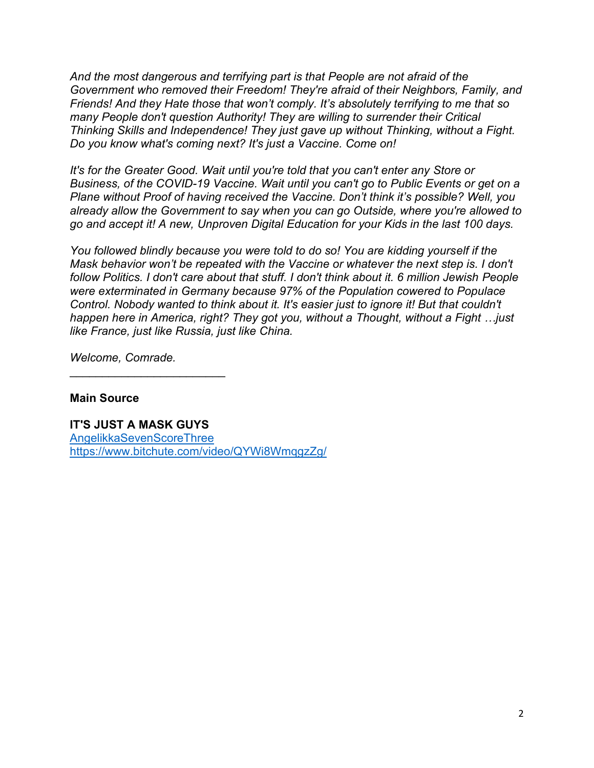*And the most dangerous and terrifying part is that People are not afraid of the Government who removed their Freedom! They're afraid of their Neighbors, Family, and Friends! And they Hate those that won't comply. It's absolutely terrifying to me that so many People don't question Authority! They are willing to surrender their Critical Thinking Skills and Independence! They just gave up without Thinking, without a Fight. Do you know what's coming next? It's just a Vaccine. Come on!*

*It's for the Greater Good. Wait until you're told that you can't enter any Store or Business, of the COVID-19 Vaccine. Wait until you can't go to Public Events or get on a Plane without Proof of having received the Vaccine. Don't think it's possible? Well, you already allow the Government to say when you can go Outside, where you're allowed to go and accept it! A new, Unproven Digital Education for your Kids in the last 100 days.*

*You followed blindly because you were told to do so! You are kidding yourself if the Mask behavior won't be repeated with the Vaccine or whatever the next step is. I don't follow Politics. I don't care about that stuff. I don't think about it. 6 million Jewish People were exterminated in Germany because 97% of the Population cowered to Populace Control. Nobody wanted to think about it. It's easier just to ignore it! But that couldn't happen here in America, right? They got you, without a Thought, without a Fight …just like France, just like Russia, just like China.*

*Welcome, Comrade.*

________________________

**Main Source**

**IT'S JUST A MASK GUYS**
[AngelikkaSevenScoreThree](https://www.bitchute.com/video/QYWi8WmqgzZg/)
https://www.bitchute.com/video/QYWi8WmqgzZg/